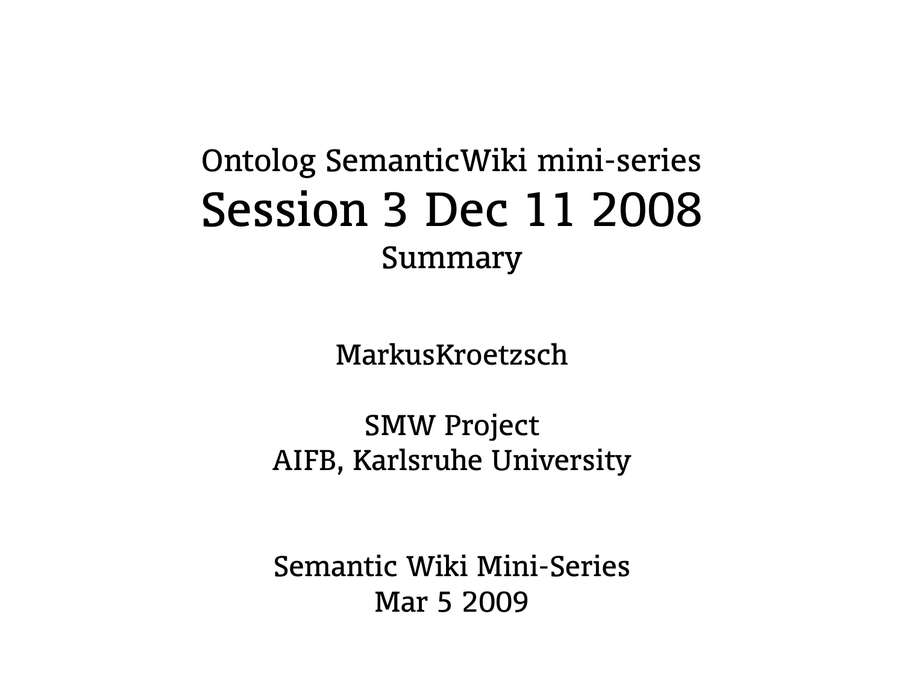Ontolog SemanticWiki mini-series

# Session 3 Dec 11 2008

Summary

MarkusKroetzsch

SMW Project
AIFB, Karlsruhe University

Semantic Wiki Mini-Series
Mar 5 2009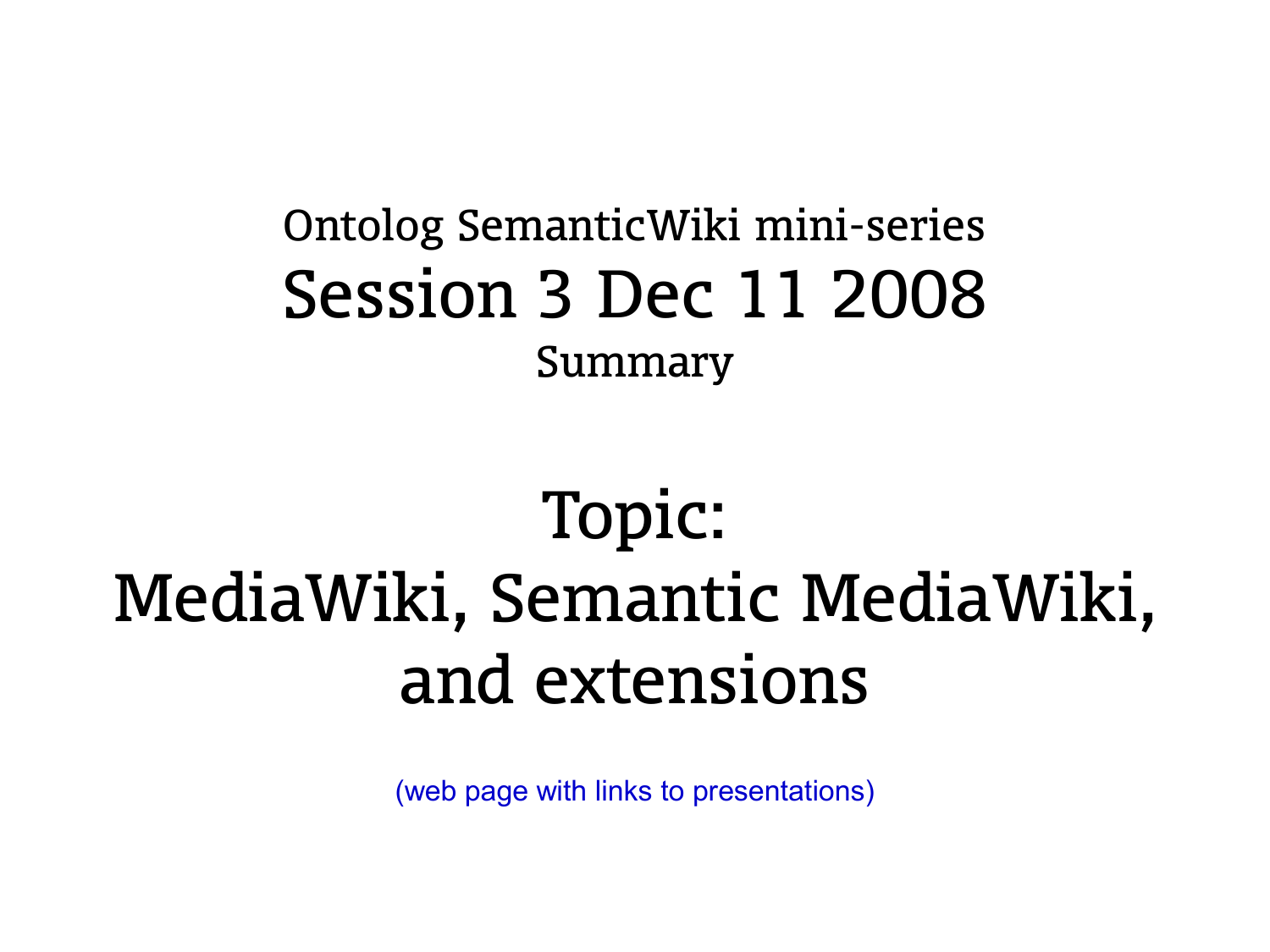Ontolog SemanticWiki mini-series

# Session 3 Dec 11 2008

Summary

## Topic:
## MediaWiki, Semantic MediaWiki, and extensions

(web page with links to presentations)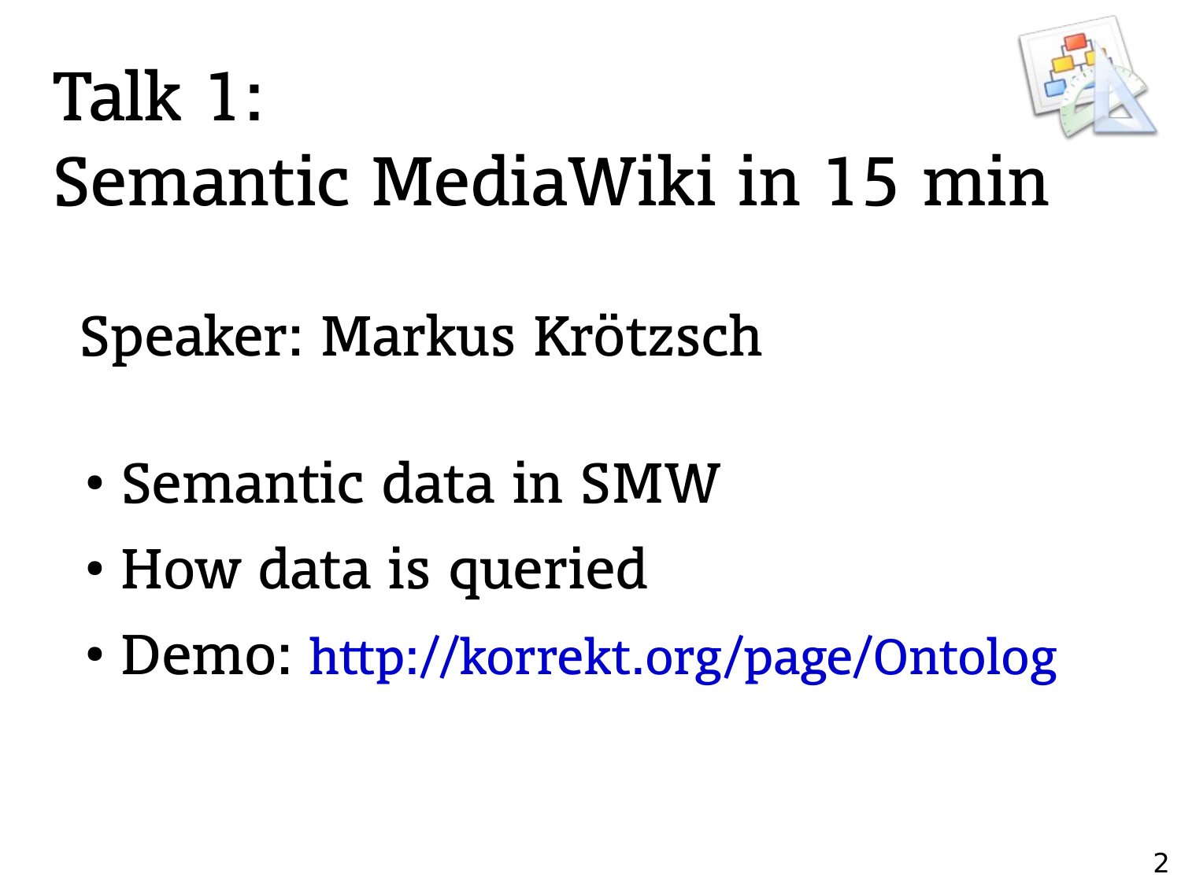# Talk 1: Semantic MediaWiki in 15 min

Speaker: Markus Krötzsch

- Semantic data in SMW
- How data is queried
- Demo: http://korrekt.org/page/Ontolog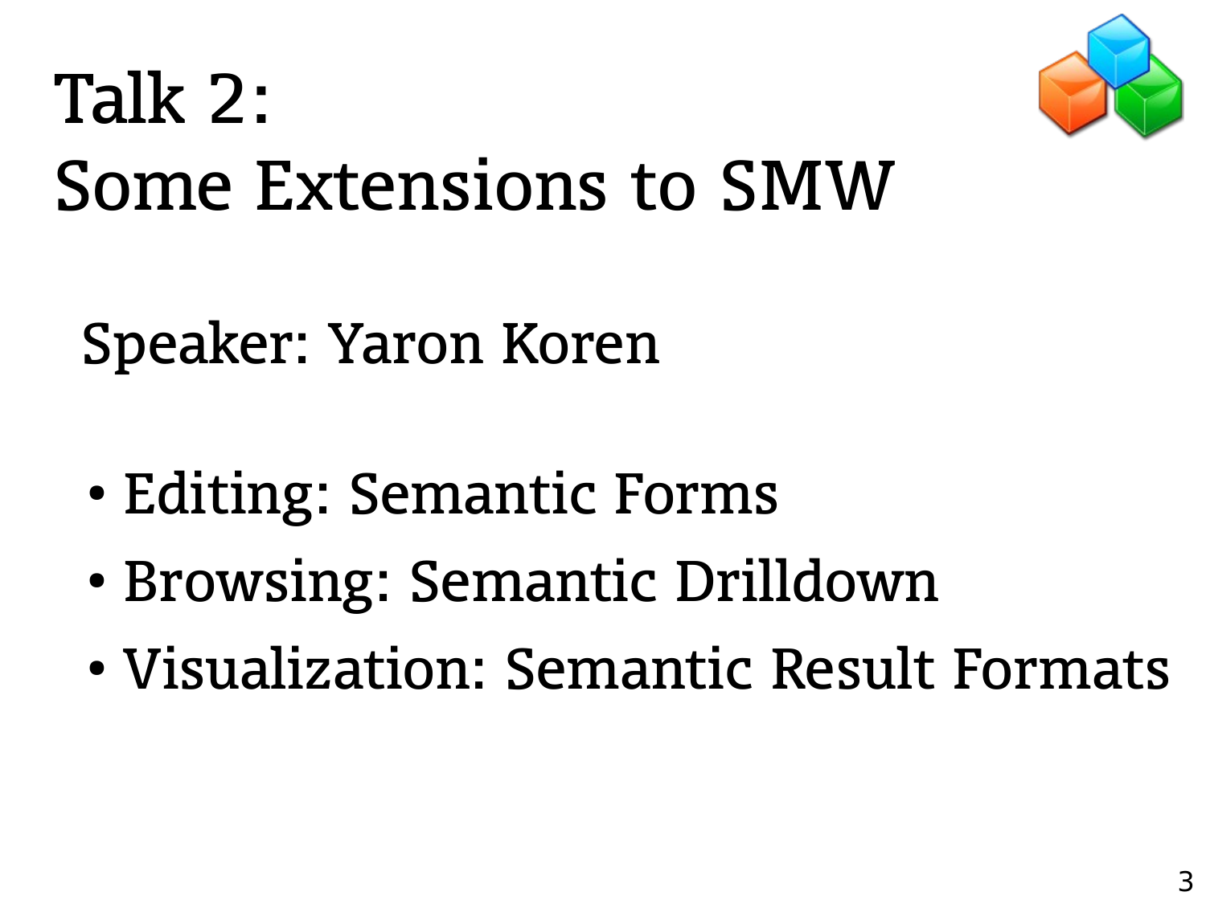# Talk 2:
# Some Extensions to SMW

Speaker: Yaron Koren

- Editing: Semantic Forms
- Browsing: Semantic Drilldown
- Visualization: Semantic Result Formats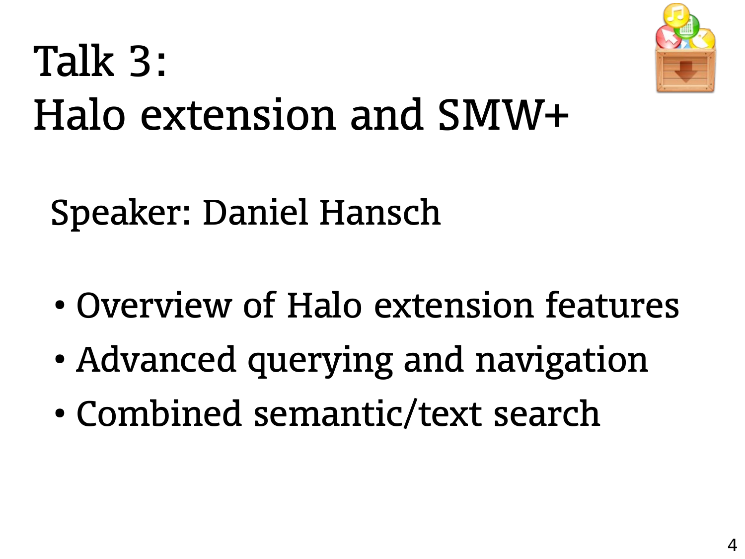# Talk 3:
# Halo extension and SMW+

Speaker: Daniel Hansch

- Overview of Halo extension features
- Advanced querying and navigation
- Combined semantic/text search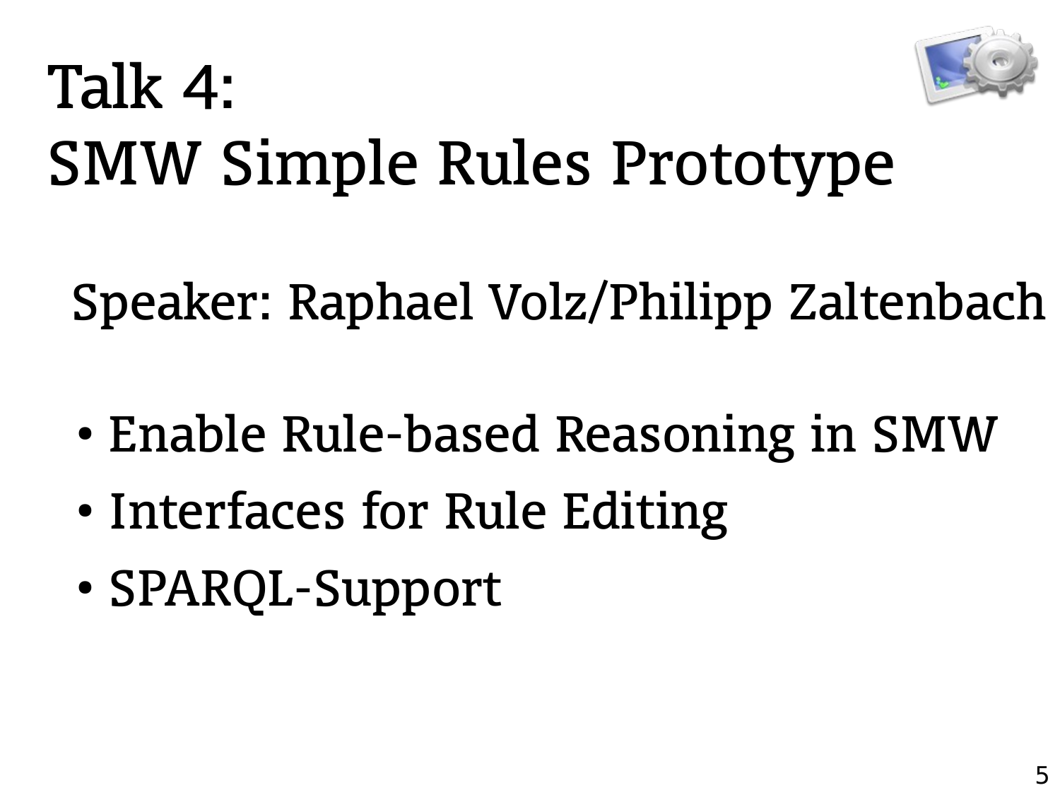# Talk 4: SMW Simple Rules Prototype

Speaker: Raphael Volz/Philipp Zaltenbach

- Enable Rule-based Reasoning in SMW
- Interfaces for Rule Editing
- SPARQL-Support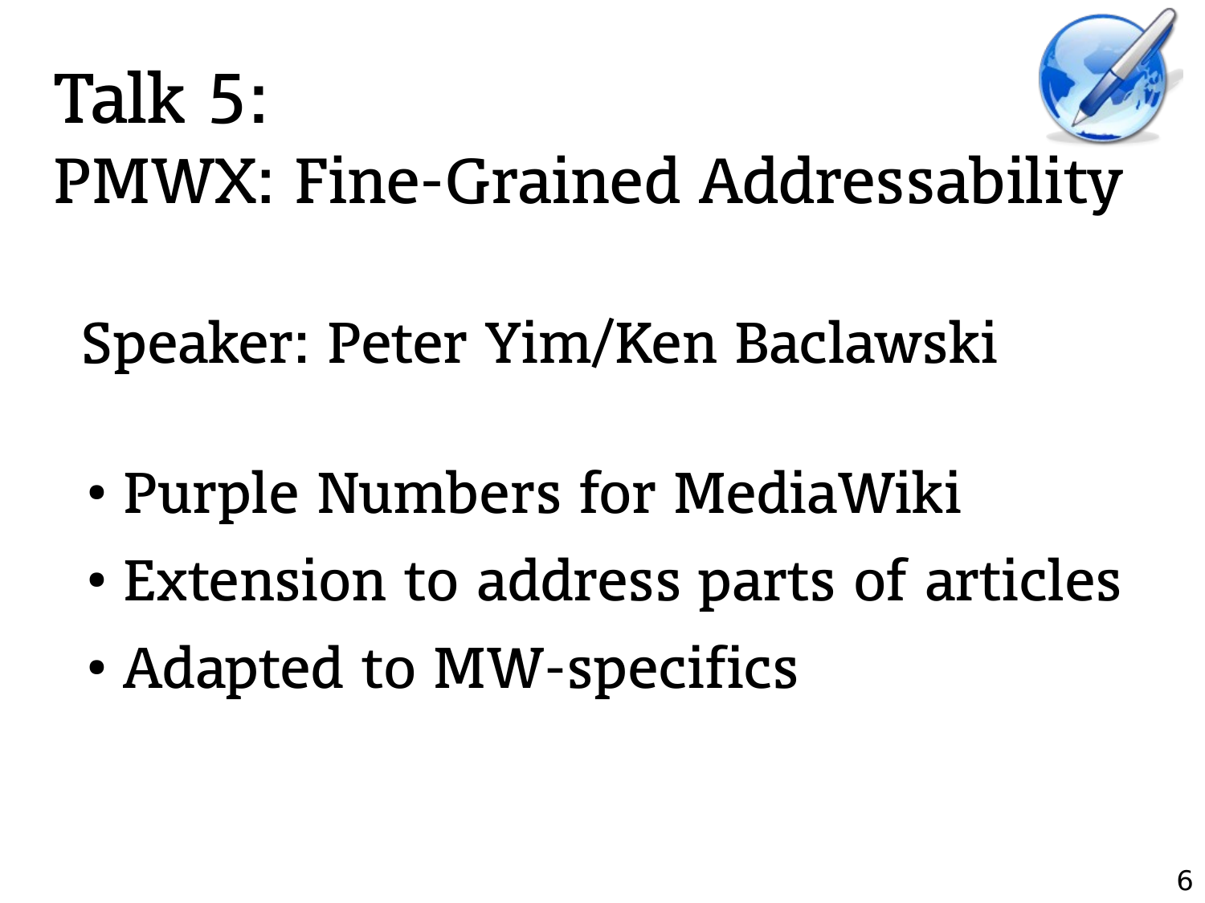# Talk 5:
# PMWX: Fine-Grained Addressability

Speaker: Peter Yim/Ken Baclawski

- Purple Numbers for MediaWiki
- Extension to address parts of articles
- Adapted to MW-specifics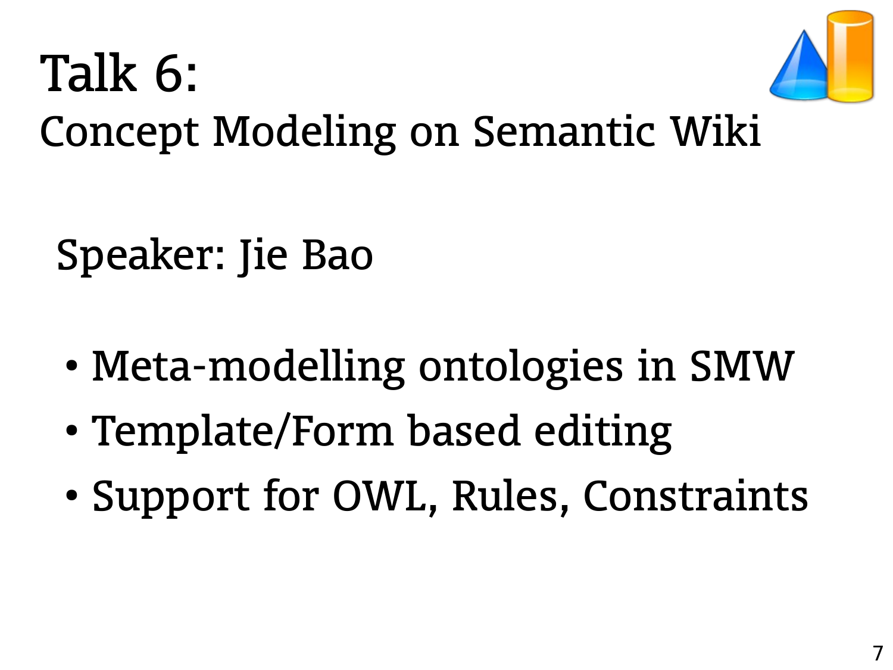# Talk 6:

## Concept Modeling on Semantic Wiki

Speaker: Jie Bao

- Meta-modelling ontologies in SMW
- Template/Form based editing
- Support for OWL, Rules, Constraints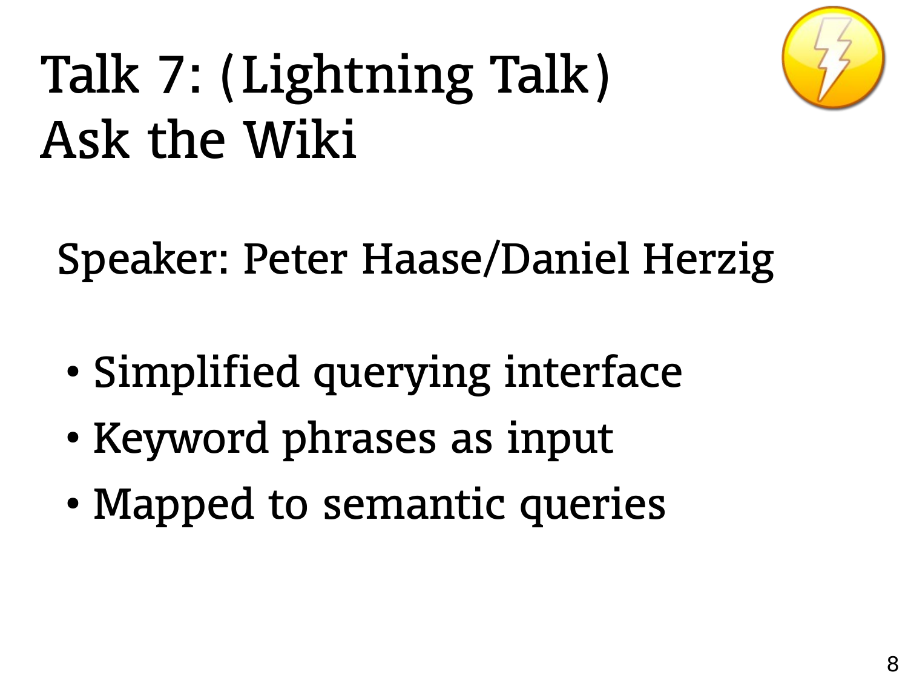# Talk 7: (Lightning Talk)
# Ask the Wiki

Speaker: Peter Haase/Daniel Herzig

- Simplified querying interface
- Keyword phrases as input
- Mapped to semantic queries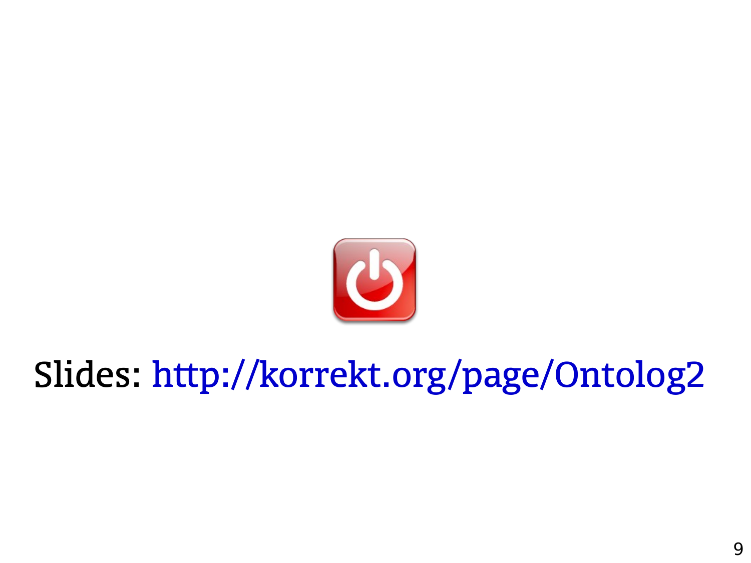Slides: http://korrekt.org/page/Ontolog2